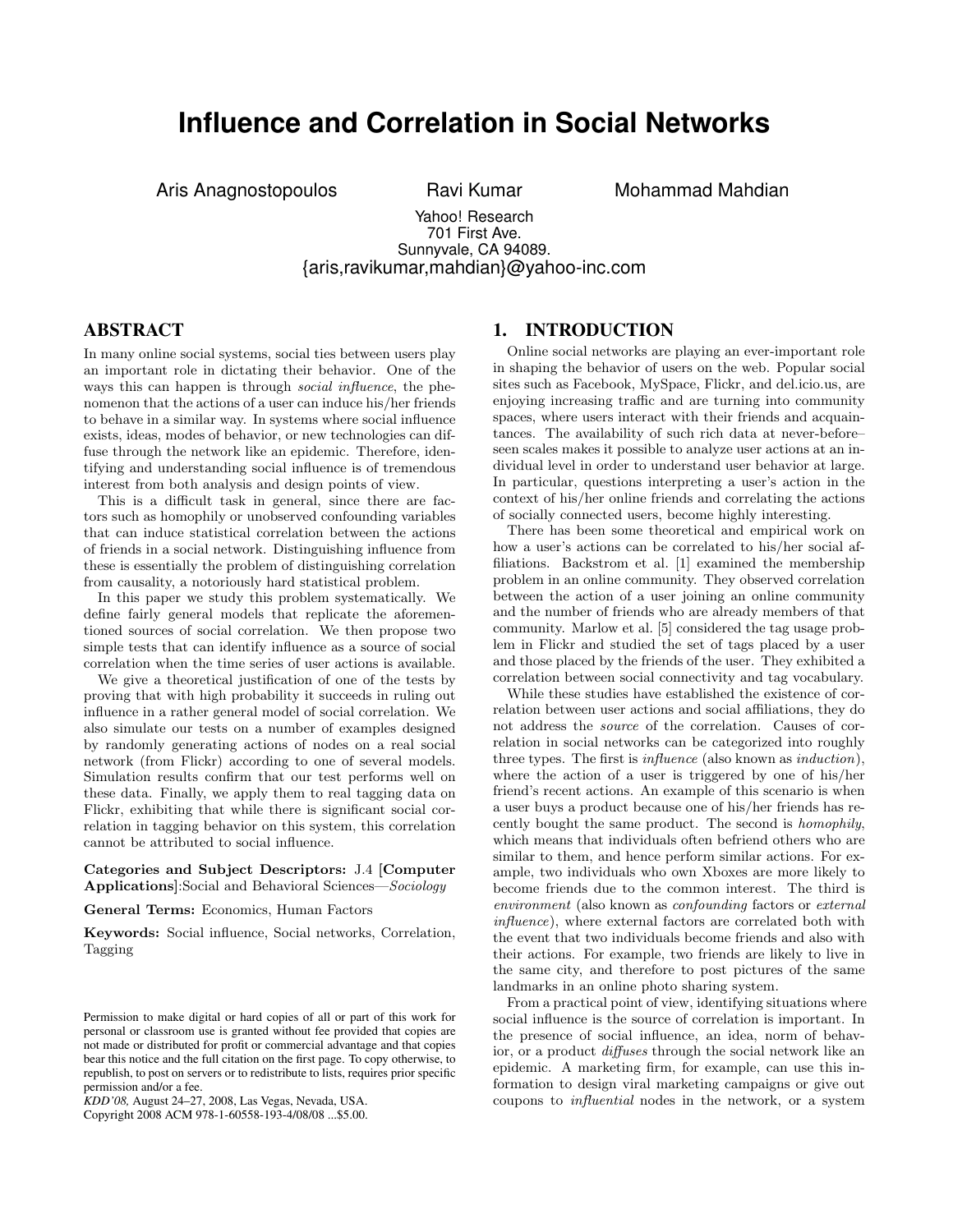# Influence and Correlation in Social Networks

Aris Anagnostopoulos  Ravi Kumar  Mohammad Mahdian

Yahoo! Research
701 First Ave.
Sunnyvale, CA 94089.
{aris,ravikumar,mahdian}@yahoo-inc.com

## ABSTRACT

In many online social systems, social ties between users play an important role in dictating their behavior. One of the ways this can happen is through *social influence*, the phenomenon that the actions of a user can induce his/her friends to behave in a similar way. In systems where social influence exists, ideas, modes of behavior, or new technologies can diffuse through the network like an epidemic. Therefore, identifying and understanding social influence is of tremendous interest from both analysis and design points of view.

This is a difficult task in general, since there are factors such as homophily or unobserved confounding variables that can induce statistical correlation between the actions of friends in a social network. Distinguishing influence from these is essentially the problem of distinguishing correlation from causality, a notoriously hard statistical problem.

In this paper we study this problem systematically. We define fairly general models that replicate the aforementioned sources of social correlation. We then propose two simple tests that can identify influence as a source of social correlation when the time series of user actions is available.

We give a theoretical justification of one of the tests by proving that with high probability it succeeds in ruling out influence in a rather general model of social correlation. We also simulate our tests on a number of examples designed by randomly generating actions of nodes on a real social network (from Flickr) according to one of several models. Simulation results confirm that our test performs well on these data. Finally, we apply them to real tagging data on Flickr, exhibiting that while there is significant social correlation in tagging behavior on this system, this correlation cannot be attributed to social influence.

**Categories and Subject Descriptors:** J.4 [**Computer Applications**]:Social and Behavioral Sciences—*Sociology*

**General Terms:** Economics, Human Factors

**Keywords:** Social influence, Social networks, Correlation, Tagging

Permission to make digital or hard copies of all or part of this work for personal or classroom use is granted without fee provided that copies are not made or distributed for profit or commercial advantage and that copies bear this notice and the full citation on the first page. To copy otherwise, to republish, to post on servers or to redistribute to lists, requires prior specific permission and/or a fee.
*KDD'08,* August 24–27, 2008, Las Vegas, Nevada, USA.
Copyright 2008 ACM 978-1-60558-193-4/08/08 ...$5.00.

## 1. INTRODUCTION

Online social networks are playing an ever-important role in shaping the behavior of users on the web. Popular social sites such as Facebook, MySpace, Flickr, and del.icio.us, are enjoying increasing traffic and are turning into community spaces, where users interact with their friends and acquaintances. The availability of such rich data at never-before–seen scales makes it possible to analyze user actions at an individual level in order to understand user behavior at large. In particular, questions interpreting a user's action in the context of his/her online friends and correlating the actions of socially connected users, become highly interesting.

There has been some theoretical and empirical work on how a user's actions can be correlated to his/her social affiliations. Backstrom et al. [1] examined the membership problem in an online community. They observed correlation between the action of a user joining an online community and the number of friends who are already members of that community. Marlow et al. [5] considered the tag usage problem in Flickr and studied the set of tags placed by a user and those placed by the friends of the user. They exhibited a correlation between social connectivity and tag vocabulary.

While these studies have established the existence of correlation between user actions and social affiliations, they do not address the *source* of the correlation. Causes of correlation in social networks can be categorized into roughly three types. The first is *influence* (also known as *induction*), where the action of a user is triggered by one of his/her friend's recent actions. An example of this scenario is when a user buys a product because one of his/her friends has recently bought the same product. The second is *homophily*, which means that individuals often befriend others who are similar to them, and hence perform similar actions. For example, two individuals who own Xboxes are more likely to become friends due to the common interest. The third is *environment* (also known as *confounding* factors or *external influence*), where external factors are correlated both with the event that two individuals become friends and also with their actions. For example, two friends are likely to live in the same city, and therefore to post pictures of the same landmarks in an online photo sharing system.

From a practical point of view, identifying situations where social influence is the source of correlation is important. In the presence of social influence, an idea, norm of behavior, or a product *diffuses* through the social network like an epidemic. A marketing firm, for example, can use this information to design viral marketing campaigns or give out coupons to *influential* nodes in the network, or a system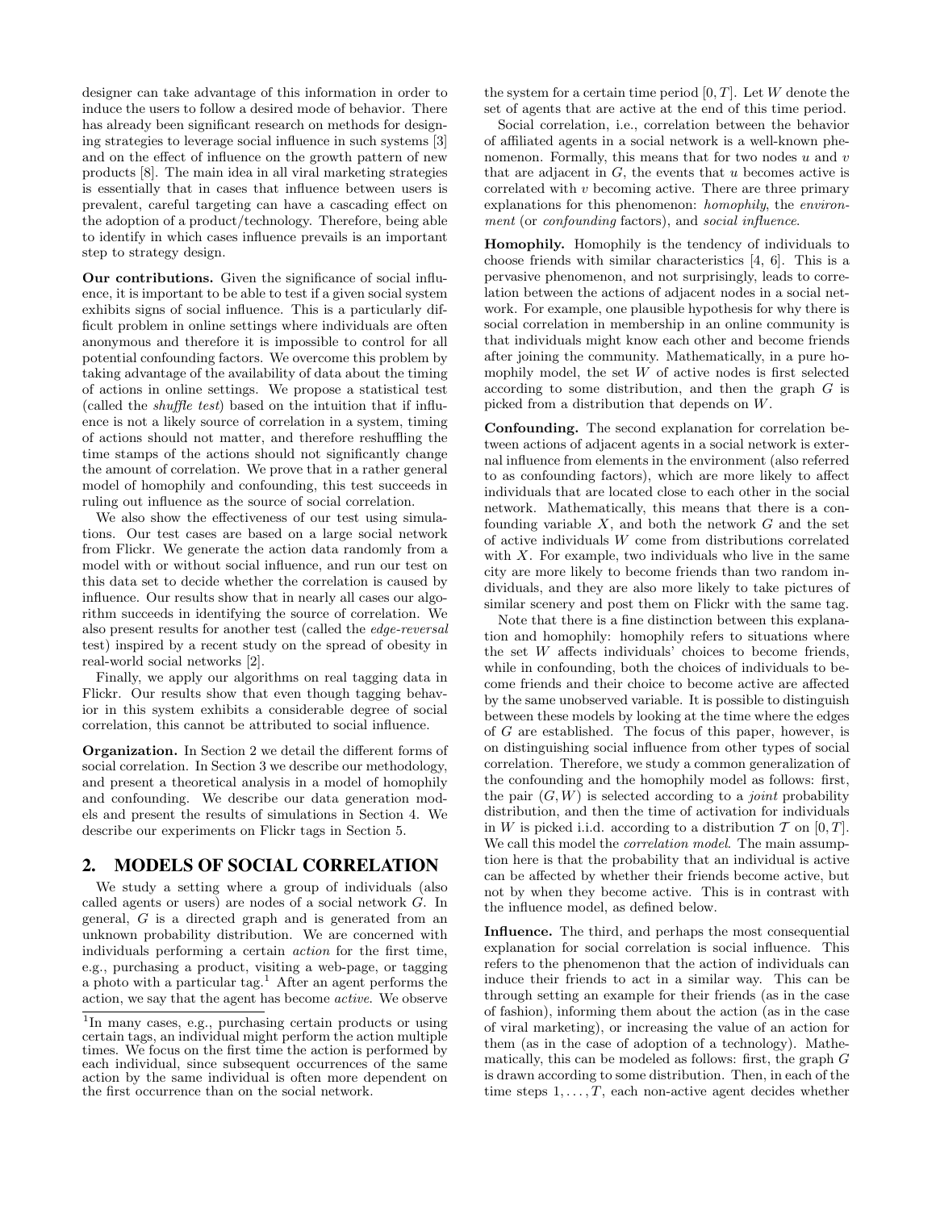designer can take advantage of this information in order to induce the users to follow a desired mode of behavior. There has already been significant research on methods for designing strategies to leverage social influence in such systems [3] and on the effect of influence on the growth pattern of new products [8]. The main idea in all viral marketing strategies is essentially that in cases that influence between users is prevalent, careful targeting can have a cascading effect on the adoption of a product/technology. Therefore, being able to identify in which cases influence prevails is an important step to strategy design.

**Our contributions.** Given the significance of social influence, it is important to be able to test if a given social system exhibits signs of social influence. This is a particularly difficult problem in online settings where individuals are often anonymous and therefore it is impossible to control for all potential confounding factors. We overcome this problem by taking advantage of the availability of data about the timing of actions in online settings. We propose a statistical test (called the *shuffle test*) based on the intuition that if influence is not a likely source of correlation in a system, timing of actions should not matter, and therefore reshuffling the time stamps of the actions should not significantly change the amount of correlation. We prove that in a rather general model of homophily and confounding, this test succeeds in ruling out influence as the source of social correlation.

We also show the effectiveness of our test using simulations. Our test cases are based on a large social network from Flickr. We generate the action data randomly from a model with or without social influence, and run our test on this data set to decide whether the correlation is caused by influence. Our results show that in nearly all cases our algorithm succeeds in identifying the source of correlation. We also present results for another test (called the *edge-reversal* test) inspired by a recent study on the spread of obesity in real-world social networks [2].

Finally, we apply our algorithms on real tagging data in Flickr. Our results show that even though tagging behavior in this system exhibits a considerable degree of social correlation, this cannot be attributed to social influence.

**Organization.** In Section 2 we detail the different forms of social correlation. In Section 3 we describe our methodology, and present a theoretical analysis in a model of homophily and confounding. We describe our data generation models and present the results of simulations in Section 4. We describe our experiments on Flickr tags in Section 5.

## 2. MODELS OF SOCIAL CORRELATION

We study a setting where a group of individuals (also called agents or users) are nodes of a social network $G$. In general, $G$ is a directed graph and is generated from an unknown probability distribution. We are concerned with individuals performing a certain *action* for the first time, e.g., purchasing a product, visiting a web-page, or tagging a photo with a particular tag.[1] After an agent performs the action, we say that the agent has become *active*. We observe the system for a certain time period $[0, T]$. Let $W$ denote the set of agents that are active at the end of this time period.

Social correlation, i.e., correlation between the behavior of affiliated agents in a social network is a well-known phenomenon. Formally, this means that for two nodes $u$ and $v$ that are adjacent in $G$, the events that $u$ becomes active is correlated with $v$ becoming active. There are three primary explanations for this phenomenon: *homophily*, the *environment* (or *confounding* factors), and *social influence*.

**Homophily.** Homophily is the tendency of individuals to choose friends with similar characteristics [4, 6]. This is a pervasive phenomenon, and not surprisingly, leads to correlation between the actions of adjacent nodes in a social network. For example, one plausible hypothesis for why there is social correlation in membership in an online community is that individuals might know each other and become friends after joining the community. Mathematically, in a pure homophily model, the set $W$ of active nodes is first selected according to some distribution, and then the graph $G$ is picked from a distribution that depends on $W$.

**Confounding.** The second explanation for correlation between actions of adjacent agents in a social network is external influence from elements in the environment (also referred to as confounding factors), which are more likely to affect individuals that are located close to each other in the social network. Mathematically, this means that there is a confounding variable $X$, and both the network $G$ and the set of active individuals $W$ come from distributions correlated with $X$. For example, two individuals who live in the same city are more likely to become friends than two random individuals, and they are also more likely to take pictures of similar scenery and post them on Flickr with the same tag.

Note that there is a fine distinction between this explanation and homophily: homophily refers to situations where the set $W$ affects individuals' choices to become friends, while in confounding, both the choices of individuals to become friends and their choice to become active are affected by the same unobserved variable. It is possible to distinguish between these models by looking at the time where the edges of $G$ are established. The focus of this paper, however, is on distinguishing social influence from other types of social correlation. Therefore, we study a common generalization of the confounding and the homophily model as follows: first, the pair $(G, W)$ is selected according to a *joint* probability distribution, and then the time of activation for individuals in $W$ is picked i.i.d. according to a distribution $\mathcal{T}$ on $[0, T]$. We call this model the *correlation model*. The main assumption here is that the probability that an individual is active can be affected by whether their friends become active, but not by when they become active. This is in contrast with the influence model, as defined below.

**Influence.** The third, and perhaps the most consequential explanation for social correlation is social influence. This refers to the phenomenon that the action of individuals can induce their friends to act in a similar way. This can be through setting an example for their friends (as in the case of fashion), informing them about the action (as in the case of viral marketing), or increasing the value of an action for them (as in the case of adoption of a technology). Mathematically, this can be modeled as follows: first, the graph $G$ is drawn according to some distribution. Then, in each of the time steps $1, \ldots, T$, each non-active agent decides whether

[1] In many cases, e.g., purchasing certain products or using certain tags, an individual might perform the action multiple times. We focus on the first time the action is performed by each individual, since subsequent occurrences of the same action by the same individual is often more dependent on the first occurrence than on the social network.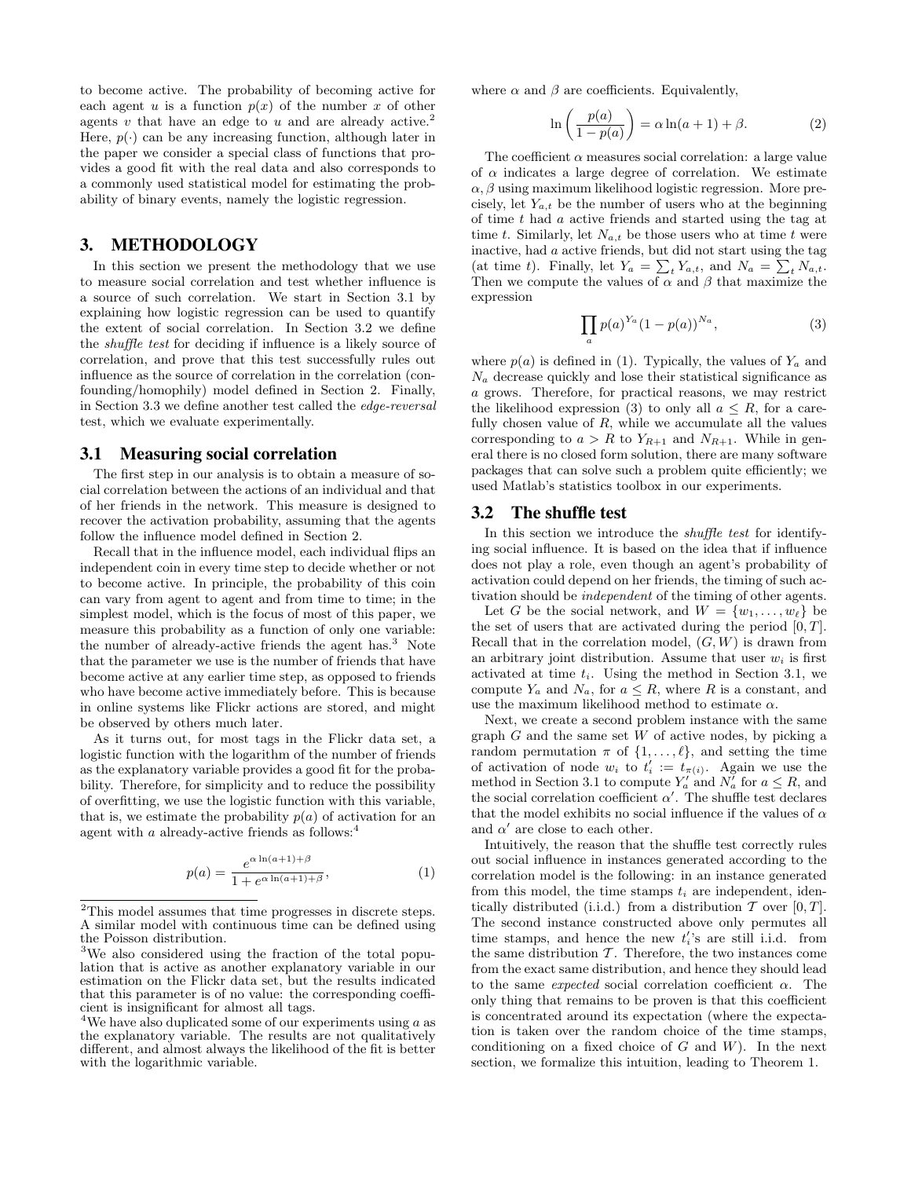to become active. The probability of becoming active for each agent $u$ is a function $p(x)$ of the number $x$ of other agents $v$ that have an edge to $u$ and are already active.[2] Here, $p(\cdot)$ can be any increasing function, although later in the paper we consider a special class of functions that provides a good fit with the real data and also corresponds to a commonly used statistical model for estimating the probability of binary events, namely the logistic regression.

# 3. METHODOLOGY

In this section we present the methodology that we use to measure social correlation and test whether influence is a source of such correlation. We start in Section 3.1 by explaining how logistic regression can be used to quantify the extent of social correlation. In Section 3.2 we define the *shuffle test* for deciding if influence is a likely source of correlation, and prove that this test successfully rules out influence as the source of correlation in the correlation (confounding/homophily) model defined in Section 2. Finally, in Section 3.3 we define another test called the *edge-reversal* test, which we evaluate experimentally.

## 3.1 Measuring social correlation

The first step in our analysis is to obtain a measure of social correlation between the actions of an individual and that of her friends in the network. This measure is designed to recover the activation probability, assuming that the agents follow the influence model defined in Section 2.

Recall that in the influence model, each individual flips an independent coin in every time step to decide whether or not to become active. In principle, the probability of this coin can vary from agent to agent and from time to time; in the simplest model, which is the focus of most of this paper, we measure this probability as a function of only one variable: the number of already-active friends the agent has.[3] Note that the parameter we use is the number of friends that have become active at any earlier time step, as opposed to friends who have become active immediately before. This is because in online systems like Flickr actions are stored, and might be observed by others much later.

As it turns out, for most tags in the Flickr data set, a logistic function with the logarithm of the number of friends as the explanatory variable provides a good fit for the probability. Therefore, for simplicity and to reduce the possibility of overfitting, we use the logistic function with this variable, that is, we estimate the probability $p(a)$ of activation for an agent with $a$ already-active friends as follows:[4]

$$p(a) = \frac{e^{\alpha \ln(a+1)+\beta}}{1 + e^{\alpha \ln(a+1)+\beta}}, \tag{1}$$

where $\alpha$ and $\beta$ are coefficients. Equivalently,

$$\ln\left(\frac{p(a)}{1-p(a)}\right) = \alpha \ln(a+1) + \beta. \tag{2}$$

The coefficient $\alpha$ measures social correlation: a large value of $\alpha$ indicates a large degree of correlation. We estimate $\alpha, \beta$ using maximum likelihood logistic regression. More precisely, let $Y_{a,t}$ be the number of users who at the beginning of time $t$ had $a$ active friends and started using the tag at time $t$. Similarly, let $N_{a,t}$ be those users who at time $t$ were inactive, had $a$ active friends, but did not start using the tag (at time $t$). Finally, let $Y_a = \sum_t Y_{a,t}$, and $N_a = \sum_t N_{a,t}$. Then we compute the values of $\alpha$ and $\beta$ that maximize the expression

$$\prod_a p(a)^{Y_a}(1-p(a))^{N_a}, \tag{3}$$

where $p(a)$ is defined in (1). Typically, the values of $Y_a$ and $N_a$ decrease quickly and lose their statistical significance as $a$ grows. Therefore, for practical reasons, we may restrict the likelihood expression (3) to only all $a \leq R$, for a carefully chosen value of $R$, while we accumulate all the values corresponding to $a > R$ to $Y_{R+1}$ and $N_{R+1}$. While in general there is no closed form solution, there are many software packages that can solve such a problem quite efficiently; we used Matlab's statistics toolbox in our experiments.

## 3.2 The shuffle test

In this section we introduce the *shuffle test* for identifying social influence. It is based on the idea that if influence does not play a role, even though an agent's probability of activation could depend on her friends, the timing of such activation should be *independent* of the timing of other agents.

Let $G$ be the social network, and $W = \{w_1, \ldots, w_\ell\}$ be the set of users that are activated during the period $[0, T]$. Recall that in the correlation model, $(G, W)$ is drawn from an arbitrary joint distribution. Assume that user $w_i$ is first activated at time $t_i$. Using the method in Section 3.1, we compute $Y_a$ and $N_a$, for $a \leq R$, where $R$ is a constant, and use the maximum likelihood method to estimate $\alpha$.

Next, we create a second problem instance with the same graph $G$ and the same set $W$ of active nodes, by picking a random permutation $\pi$ of $\{1, \ldots, \ell\}$, and setting the time of activation of node $w_i$ to $t'_i := t_{\pi(i)}$. Again we use the method in Section 3.1 to compute $Y'_a$ and $N'_a$ for $a \leq R$, and the social correlation coefficient $\alpha'$. The shuffle test declares that the model exhibits no social influence if the values of $\alpha$ and $\alpha'$ are close to each other.

Intuitively, the reason that the shuffle test correctly rules out social influence in instances generated according to the correlation model is the following: in an instance generated from this model, the time stamps $t_i$ are independent, identically distributed (i.i.d.) from a distribution $\mathcal{T}$ over $[0, T]$. The second instance constructed above only permutes all time stamps, and hence the new $t'_i$'s are still i.i.d. from the same distribution $\mathcal{T}$. Therefore, the two instances come from the exact same distribution, and hence they should lead to the same *expected* social correlation coefficient $\alpha$. The only thing that remains to be proven is that this coefficient is concentrated around its expectation (where the expectation is taken over the random choice of the time stamps, conditioning on a fixed choice of $G$ and $W$). In the next section, we formalize this intuition, leading to Theorem 1.

[2] This model assumes that time progresses in discrete steps. A similar model with continuous time can be defined using the Poisson distribution.

[3] We also considered using the fraction of the total population that is active as another explanatory variable in our estimation on the Flickr data set, but the results indicated that this parameter is of no value: the corresponding coefficient is insignificant for almost all tags.

[4] We have also duplicated some of our experiments using $a$ as the explanatory variable. The results are not qualitatively different, and almost always the likelihood of the fit is better with the logarithmic variable.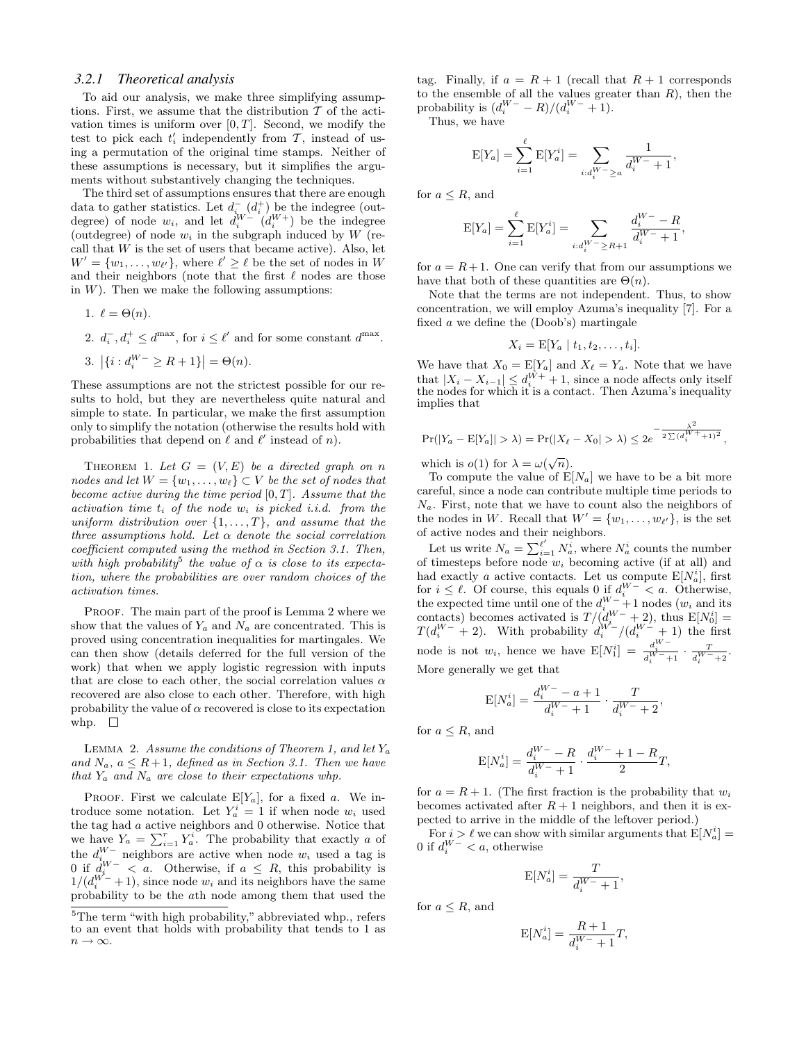### 3.2.1 Theoretical analysis

To aid our analysis, we make three simplifying assumptions. First, we assume that the distribution $\mathcal{T}$ of the activation times is uniform over $[0, T]$. Second, we modify the test to pick each $t'_i$ independently from $\mathcal{T}$, instead of using a permutation of the original time stamps. Neither of these assumptions is necessary, but it simplifies the arguments without substantively changing the techniques.

The third set of assumptions ensures that there are enough data to gather statistics. Let $d_i^-$ ($d_i^+$) be the indegree (outdegree) of node $w_i$, and let $d_i^{W-}$ ($d_i^{W+}$) be the indegree (outdegree) of node $w_i$ in the subgraph induced by $W$ (recall that $W$ is the set of users that became active). Also, let $W' = \{w_1, \ldots, w_{\ell'}\}$, where $\ell' \geq \ell$ be the set of nodes in $W$ and their neighbors (note that the first $\ell$ nodes are those in $W$). Then we make the following assumptions:

1. $\ell = \Theta(n)$.
2. $d_i^-, d_i^+ \leq d^{\max}$, for $i \leq \ell'$ and for some constant $d^{\max}$.
3. $\left|\{i : d_i^{W-} \geq R+1\}\right| = \Theta(n)$.

These assumptions are not the strictest possible for our results to hold, but they are nevertheless quite natural and simple to state. In particular, we make the first assumption only to simplify the notation (otherwise the results hold with probabilities that depend on $\ell$ and $\ell'$ instead of $n$).

Theorem 1. *Let $G = (V, E)$ be a directed graph on $n$ nodes and let $W = \{w_1, \ldots, w_\ell\} \subset V$ be the set of nodes that become active during the time period $[0, T]$. Assume that the activation time $t_i$ of the node $w_i$ is picked i.i.d. from the uniform distribution over $\{1, \ldots, T\}$, and assume that the three assumptions hold. Let $\alpha$ denote the social correlation coefficient computed using the method in Section 3.1. Then, with high probability[5] the value of $\alpha$ is close to its expectation, where the probabilities are over random choices of the activation times.*

Proof. The main part of the proof is Lemma 2 where we show that the values of $Y_a$ and $N_a$ are concentrated. This is proved using concentration inequalities for martingales. We can then show (details deferred for the full version of the work) that when we apply logistic regression with inputs that are close to each other, the social correlation values $\alpha$ recovered are also close to each other. Therefore, with high probability the value of $\alpha$ recovered is close to its expectation whp. □

Lemma 2. *Assume the conditions of Theorem 1, and let $Y_a$ and $N_a$, $a \leq R+1$, defined as in Section 3.1. Then we have that $Y_a$ and $N_a$ are close to their expectations whp.*

Proof. First we calculate $\mathrm{E}[Y_a]$, for a fixed $a$. We introduce some notation. Let $Y_a^i = 1$ if when node $w_i$ used the tag had $a$ active neighbors and 0 otherwise. Notice that we have $Y_a = \sum_{i=1}^{r} Y_a^i$. The probability that exactly $a$ of the $d_i^{W-}$ neighbors are active when node $w_i$ used a tag is 0 if $d_i^{W-} < a$. Otherwise, if $a \leq R$, this probability is $1/(d_i^{W-}+1)$, since node $w_i$ and its neighbors have the same probability to be the $a$th node among them that used the tag. Finally, if $a = R+1$ (recall that $R+1$ corresponds to the ensemble of all the values greater than $R$), then the probability is $(d_i^{W-} - R)/(d_i^{W-}+1)$.

Thus, we have

$$\mathrm{E}[Y_a] = \sum_{i=1}^{\ell} \mathrm{E}[Y_a^i] = \sum_{i:d_i^{W-} \geq a} \frac{1}{d_i^{W-}+1},$$

for $a \leq R$, and

$$\mathrm{E}[Y_a] = \sum_{i=1}^{\ell} \mathrm{E}[Y_a^i] = \sum_{i:d_i^{W-} \geq R+1} \frac{d_i^{W-} - R}{d_i^{W-}+1},$$

for $a = R+1$. One can verify that from our assumptions we have that both of these quantities are $\Theta(n)$.

Note that the terms are not independent. Thus, to show concentration, we will employ Azuma's inequality [7]. For a fixed $a$ we define the (Doob's) martingale

$$X_i = \mathrm{E}[Y_a \mid t_1, t_2, \ldots, t_i].$$

We have that $X_0 = \mathrm{E}[Y_a]$ and $X_\ell = Y_a$. Note that we have that $|X_i - X_{i-1}| \leq d_i^{W+} + 1$, since a node affects only itself the nodes for which it is a contact. Then Azuma's inequality implies that

$$\Pr(|Y_a - \mathrm{E}[Y_a]| > \lambda) = \Pr(|X_\ell - X_0| > \lambda) \leq 2e^{-\frac{\lambda^2}{2\sum(d_i^{W+}+1)^2}},$$

which is $o(1)$ for $\lambda = \omega(\sqrt{n})$.

To compute the value of $\mathrm{E}[N_a]$ we have to be a bit more careful, since a node can contribute multiple time periods to $N_a$. First, note that we have to count also the neighbors of the nodes in $W$. Recall that $W' = \{w_1, \ldots, w_{\ell'}\}$, is the set of active nodes and their neighbors.

Let us write $N_a = \sum_{i=1}^{\ell'} N_a^i$, where $N_a^i$ counts the number of timesteps before node $w_i$ becoming active (if at all) and had exactly $a$ active contacts. Let us compute $\mathrm{E}[N_a^i]$, first for $i \leq \ell$. Of course, this equals 0 if $d_i^{W-} < a$. Otherwise, the expected time until one of the $d_i^{W-}+1$ nodes ($w_i$ and its contacts) becomes activated is $T/(d_i^{W-}+2)$, thus $\mathrm{E}[N_0^i] = T(d_i^{W-}+2)$. With probability $d_i^{W-}/(d_i^{W-}+1)$ the first node is not $w_i$, hence we have $\mathrm{E}[N_1^i] = \frac{d_i^{W-}}{d_i^{W-}+1} \cdot \frac{T}{d_i^{W-}+2}$. More generally we get that

$$\mathrm{E}[N_a^i] = \frac{d_i^{W-} - a + 1}{d_i^{W-}+1} \cdot \frac{T}{d_i^{W-}+2},$$

for $a \leq R$, and

$$\mathrm{E}[N_a^i] = \frac{d_i^{W-} - R}{d_i^{W-}+1} \cdot \frac{d_i^{W-} + 1 - R}{2} T,$$

for $a = R+1$. (The first fraction is the probability that $w_i$ becomes activated after $R+1$ neighbors, and then it is expected to arrive in the middle of the leftover period.)

For $i > \ell$ we can show with similar arguments that $\mathrm{E}[N_a^i] = 0$ if $d_i^{W-} < a$, otherwise

$$\mathrm{E}[N_a^i] = \frac{T}{d_i^{W-}+1},$$

for $a \leq R$, and

$$\mathrm{E}[N_a^i] = \frac{R+1}{d_i^{W-}+1} T,$$

[5] The term "with high probability," abbreviated whp., refers to an event that holds with probability that tends to 1 as $n \to \infty$.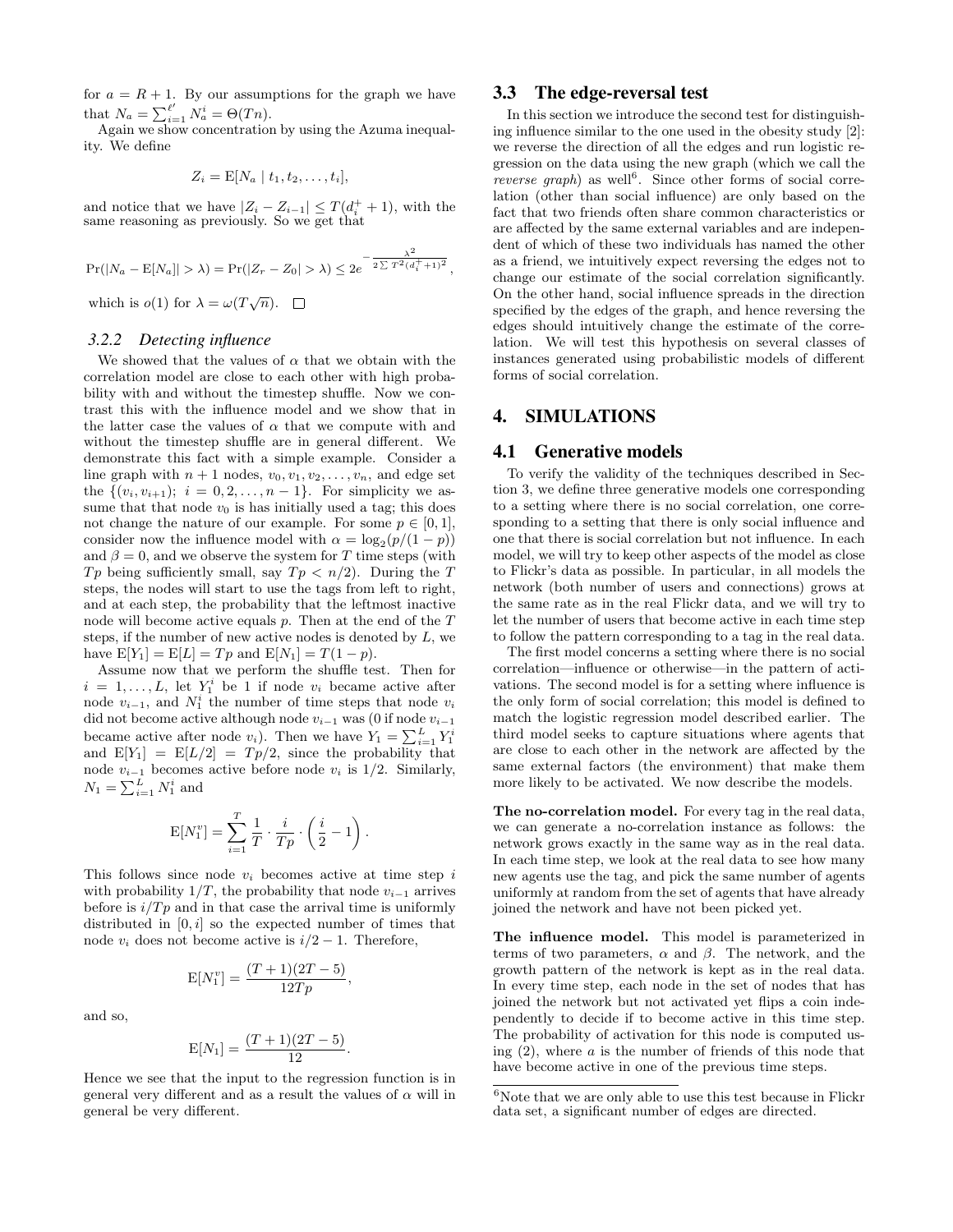for $a = R + 1$. By our assumptions for the graph we have that $N_a = \sum_{i=1}^{\ell'} N_a^i = \Theta(Tn)$.

Again we show concentration by using the Azuma inequality. We define

$$Z_i = \mathrm{E}[N_a \mid t_1, t_2, \ldots, t_i],$$

and notice that we have $|Z_i - Z_{i-1}| \leq T(d_i^+ + 1)$, with the same reasoning as previously. So we get that

$$\Pr(|N_a - \mathrm{E}[N_a]| > \lambda) = \Pr(|Z_r - Z_0| > \lambda) \leq 2e^{-\frac{\lambda^2}{2\sum T^2(d_i^+ + 1)^2}},$$

which is $o(1)$ for $\lambda = \omega(T\sqrt{n})$. □

### 3.2.2 Detecting influence

We showed that the values of $\alpha$ that we obtain with the correlation model are close to each other with high probability with and without the timestep shuffle. Now we contrast this with the influence model and we show that in the latter case the values of $\alpha$ that we compute with and without the timestep shuffle are in general different. We demonstrate this fact with a simple example. Consider a line graph with $n+1$ nodes, $v_0, v_1, v_2, \ldots, v_n$, and edge set the $\{(v_i, v_{i+1});\ i = 0, 2, \ldots, n-1\}$. For simplicity we assume that that node $v_0$ is has initially used a tag; this does not change the nature of our example. For some $p \in [0, 1]$, consider now the influence model with $\alpha = \log_2(p/(1-p))$ and $\beta = 0$, and we observe the system for $T$ time steps (with $Tp$ being sufficiently small, say $Tp < n/2$). During the $T$ steps, the nodes will start to use the tags from left to right, and at each step, the probability that the leftmost inactive node will become active equals $p$. Then at the end of the $T$ steps, if the number of new active nodes is denoted by $L$, we have $\mathrm{E}[Y_1] = \mathrm{E}[L] = Tp$ and $\mathrm{E}[N_1] = T(1-p)$.

Assume now that we perform the shuffle test. Then for $i = 1, \ldots, L$, let $Y_1^i$ be 1 if node $v_i$ became active after node $v_{i-1}$, and $N_1^i$ the number of time steps that node $v_i$ did not become active although node $v_{i-1}$ was (0 if node $v_{i-1}$ became active after node $v_i$). Then we have $Y_1 = \sum_{i=1}^{L} Y_1^i$ and $\mathrm{E}[Y_1] = \mathrm{E}[L/2] = Tp/2$, since the probability that node $v_{i-1}$ becomes active before node $v_i$ is 1/2. Similarly, $N_1 = \sum_{i=1}^{L} N_1^i$ and

$$\mathrm{E}[N_1^v] = \sum_{i=1}^{T} \frac{1}{T} \cdot \frac{i}{Tp} \cdot \left(\frac{i}{2} - 1\right).$$

This follows since node $v_i$ becomes active at time step $i$ with probability $1/T$, the probability that node $v_{i-1}$ arrives before is $i/Tp$ and in that case the arrival time is uniformly distributed in $[0, i]$ so the expected number of times that node $v_i$ does not become active is $i/2 - 1$. Therefore,

$$\mathrm{E}[N_1^v] = \frac{(T+1)(2T-5)}{12Tp},$$

and so,

$$\mathrm{E}[N_1] = \frac{(T+1)(2T-5)}{12}.$$

Hence we see that the input to the regression function is in general very different and as a result the values of $\alpha$ will in general be very different.

## 3.3 The edge-reversal test

In this section we introduce the second test for distinguishing influence similar to the one used in the obesity study [2]: we reverse the direction of all the edges and run logistic regression on the data using the new graph (which we call the *reverse graph*) as well[6]. Since other forms of social correlation (other than social influence) are only based on the fact that two friends often share common characteristics or are affected by the same external variables and are independent of which of these two individuals has named the other as a friend, we intuitively expect reversing the edges not to change our estimate of the social correlation significantly. On the other hand, social influence spreads in the direction specified by the edges of the graph, and hence reversing the edges should intuitively change the estimate of the correlation. We will test this hypothesis on several classes of instances generated using probabilistic models of different forms of social correlation.

# 4. SIMULATIONS

## 4.1 Generative models

To verify the validity of the techniques described in Section 3, we define three generative models one corresponding to a setting where there is no social correlation, one corresponding to a setting that there is only social influence and one that there is social correlation but not influence. In each model, we will try to keep other aspects of the model as close to Flickr's data as possible. In particular, in all models the network (both number of users and connections) grows at the same rate as in the real Flickr data, and we will try to let the number of users that become active in each time step to follow the pattern corresponding to a tag in the real data.

The first model concerns a setting where there is no social correlation—influence or otherwise—in the pattern of activations. The second model is for a setting where influence is the only form of social correlation; this model is defined to match the logistic regression model described earlier. The third model seeks to capture situations where agents that are close to each other in the network are affected by the same external factors (the environment) that make them more likely to be activated. We now describe the models.

**The no-correlation model.** For every tag in the real data, we can generate a no-correlation instance as follows: the network grows exactly in the same way as in the real data. In each time step, we look at the real data to see how many new agents use the tag, and pick the same number of agents uniformly at random from the set of agents that have already joined the network and have not been picked yet.

**The influence model.** This model is parameterized in terms of two parameters, $\alpha$ and $\beta$. The network, and the growth pattern of the network is kept as in the real data. In every time step, each node in the set of nodes that has joined the network but not activated yet flips a coin independently to decide if to become active in this time step. The probability of activation for this node is computed using (2), where $a$ is the number of friends of this node that have become active in one of the previous time steps.

[6] Note that we are only able to use this test because in Flickr data set, a significant number of edges are directed.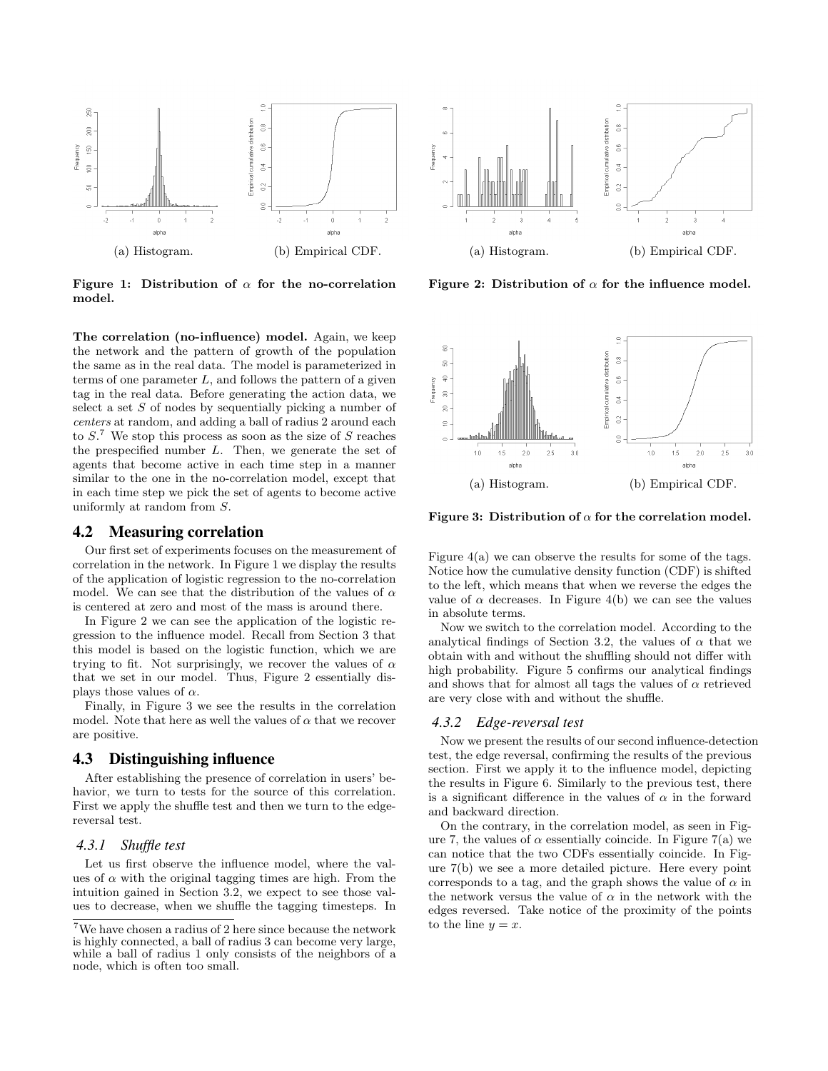Frequency

alpha

Empirical cumulative distribution

alpha

(a) Histogram.

(b) Empirical CDF.

**Figure 1: Distribution of $\alpha$ for the no-correlation model.**

Frequency

alpha

Empirical cumulative distribution

alpha

(a) Histogram.

(b) Empirical CDF.

**Figure 2: Distribution of $\alpha$ for the influence model.**

**The correlation (no-influence) model.** Again, we keep the network and the pattern of growth of the population the same as in the real data. The model is parameterized in terms of one parameter $L$, and follows the pattern of a given tag in the real data. Before generating the action data, we select a set $S$ of nodes by sequentially picking a number of *centers* at random, and adding a ball of radius 2 around each to $S$.[7] We stop this process as soon as the size of $S$ reaches the prespecified number $L$. Then, we generate the set of agents that become active in each time step in a manner similar to the one in the no-correlation model, except that in each time step we pick the set of agents to become active uniformly at random from $S$.

## 4.2 Measuring correlation

Our first set of experiments focuses on the measurement of correlation in the network. In Figure 1 we display the results of the application of logistic regression to the no-correlation model. We can see that the distribution of the values of $\alpha$ is centered at zero and most of the mass is around there.

In Figure 2 we can see the application of the logistic regression to the influence model. Recall from Section 3 that this model is based on the logistic function, which we are trying to fit. Not surprisingly, we recover the values of $\alpha$ that we set in our model. Thus, Figure 2 essentially displays those values of $\alpha$.

Finally, in Figure 3 we see the results in the correlation model. Note that here as well the values of $\alpha$ that we recover are positive.

## 4.3 Distinguishing influence

After establishing the presence of correlation in users' behavior, we turn to tests for the source of this correlation. First we apply the shuffle test and then we turn to the edge-reversal test.

### 4.3.1 *Shuffle test*

Let us first observe the influence model, where the values of $\alpha$ with the original tagging times are high. From the intuition gained in Section 3.2, we expect to see those values to decrease, when we shuffle the tagging timesteps. In

Frequency

alpha

Empirical cumulative distribution

alpha

(a) Histogram.

(b) Empirical CDF.

**Figure 3: Distribution of $\alpha$ for the correlation model.**

Figure 4(a) we can observe the results for some of the tags. Notice how the cumulative density function (CDF) is shifted to the left, which means that when we reverse the edges the value of $\alpha$ decreases. In Figure 4(b) we can see the values in absolute terms.

Now we switch to the correlation model. According to the analytical findings of Section 3.2, the values of $\alpha$ that we obtain with and without the shuffling should not differ with high probability. Figure 5 confirms our analytical findings and shows that for almost all tags the values of $\alpha$ retrieved are very close with and without the shuffle.

### 4.3.2 *Edge-reversal test*

Now we present the results of our second influence-detection test, the edge reversal, confirming the results of the previous section. First we apply it to the influence model, depicting the results in Figure 6. Similarly to the previous test, there is a significant difference in the values of $\alpha$ in the forward and backward direction.

On the contrary, in the correlation model, as seen in Figure 7, the values of $\alpha$ essentially coincide. In Figure 7(a) we can notice that the two CDFs essentially coincide. In Figure 7(b) we see a more detailed picture. Here every point corresponds to a tag, and the graph shows the value of $\alpha$ in the network versus the value of $\alpha$ in the network with the edges reversed. Take notice of the proximity of the points to the line $y = x$.

[7] We have chosen a radius of 2 here since because the network is highly connected, a ball of radius 3 can become very large, while a ball of radius 1 only consists of the neighbors of a node, which is often too small.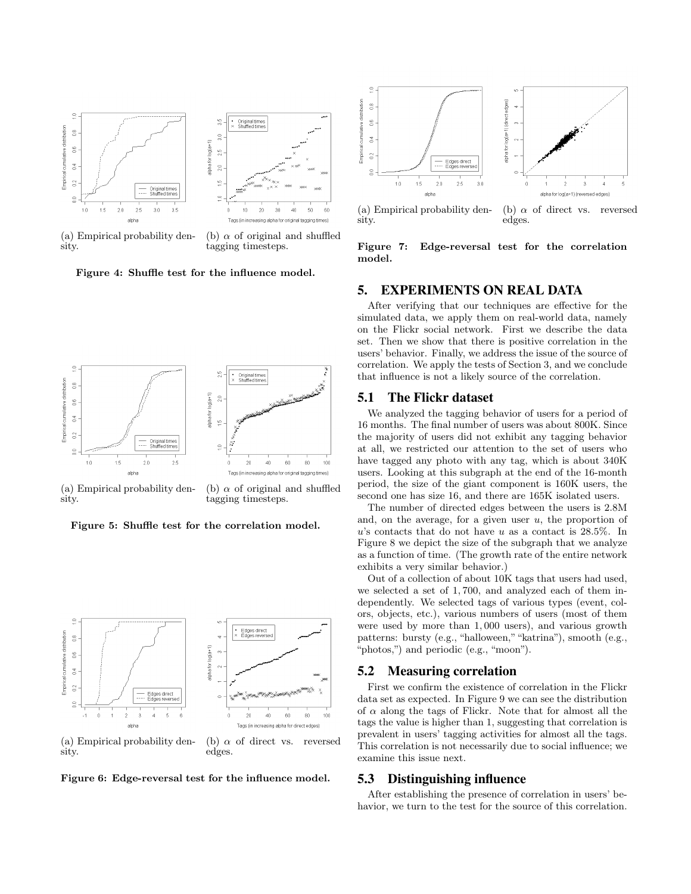(a) Empirical probability density.

(b) $\alpha$ of original and shuffled tagging timesteps.

**Figure 4: Shuffle test for the influence model.**

(a) Empirical probability density.

(b) $\alpha$ of original and shuffled tagging timesteps.

**Figure 5: Shuffle test for the correlation model.**

(a) Empirical probability density.

(b) $\alpha$ of direct vs. reversed edges.

**Figure 6: Edge-reversal test for the influence model.**

(a) Empirical probability density.

(b) $\alpha$ of direct vs. reversed edges.

**Figure 7: Edge-reversal test for the correlation model.**

## 5. EXPERIMENTS ON REAL DATA

After verifying that our techniques are effective for the simulated data, we apply them on real-world data, namely on the Flickr social network. First we describe the data set. Then we show that there is positive correlation in the users' behavior. Finally, we address the issue of the source of correlation. We apply the tests of Section 3, and we conclude that influence is not a likely source of the correlation.

### 5.1 The Flickr dataset

We analyzed the tagging behavior of users for a period of 16 months. The final number of users was about 800K. Since the majority of users did not exhibit any tagging behavior at all, we restricted our attention to the set of users who have tagged any photo with any tag, which is about 340K users. Looking at this subgraph at the end of the 16-month period, the size of the giant component is 160K users, the second one has size 16, and there are 165K isolated users.

The number of directed edges between the users is 2.8M and, on the average, for a given user $u$, the proportion of $u$'s contacts that do not have $u$ as a contact is 28.5%. In Figure 8 we depict the size of the subgraph that we analyze as a function of time. (The growth rate of the entire network exhibits a very similar behavior.)

Out of a collection of about 10K tags that users had used, we selected a set of 1,700, and analyzed each of them independently. We selected tags of various types (event, colors, objects, etc.), various numbers of users (most of them were used by more than 1,000 users), and various growth patterns: bursty (e.g., "halloween," "katrina"), smooth (e.g., "photos,") and periodic (e.g., "moon").

### 5.2 Measuring correlation

First we confirm the existence of correlation in the Flickr data set as expected. In Figure 9 we can see the distribution of $\alpha$ along the tags of Flickr. Note that for almost all the tags the value is higher than 1, suggesting that correlation is prevalent in users' tagging activities for almost all the tags. This correlation is not necessarily due to social influence; we examine this issue next.

### 5.3 Distinguishing influence

After establishing the presence of correlation in users' behavior, we turn to the test for the source of this correlation.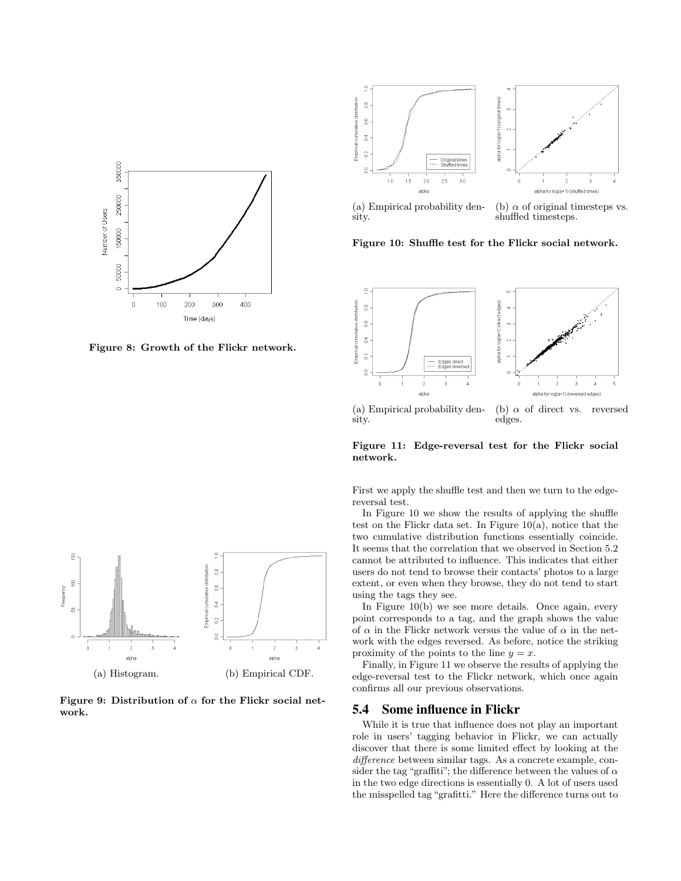Figure 8: Growth of the Flickr network.

(a) Histogram. (b) Empirical CDF.

**Figure 9: Distribution of $\alpha$ for the Flickr social network.**

(a) Empirical probability density. (b) $\alpha$ of original timesteps vs. shuffled timesteps.

**Figure 10: Shuffle test for the Flickr social network.**

(a) Empirical probability density. (b) $\alpha$ of direct vs. reversed edges.

**Figure 11: Edge-reversal test for the Flickr social network.**

First we apply the shuffle test and then we turn to the edge-reversal test.

In Figure 10 we show the results of applying the shuffle test on the Flickr data set. In Figure 10(a), notice that the two cumulative distribution functions essentially coincide. It seems that the correlation that we observed in Section 5.2 cannot be attributed to influence. This indicates that either users do not tend to browse their contacts' photos to a large extent, or even when they browse, they do not tend to start using the tags they see.

In Figure 10(b) we see more details. Once again, every point corresponds to a tag, and the graph shows the value of $\alpha$ in the Flickr network versus the value of $\alpha$ in the network with the edges reversed. As before, notice the striking proximity of the points to the line $y = x$.

Finally, in Figure 11 we observe the results of applying the edge-reversal test to the Flickr network, which once again confirms all our previous observations.

## 5.4 Some influence in Flickr

While it is true that influence does not play an important role in users' tagging behavior in Flickr, we can actually discover that there is some limited effect by looking at the *difference* between similar tags. As a concrete example, consider the tag "graffiti"; the difference between the values of $\alpha$ in the two edge directions is essentially 0. A lot of users used the misspelled tag "grafitti." Here the difference turns out to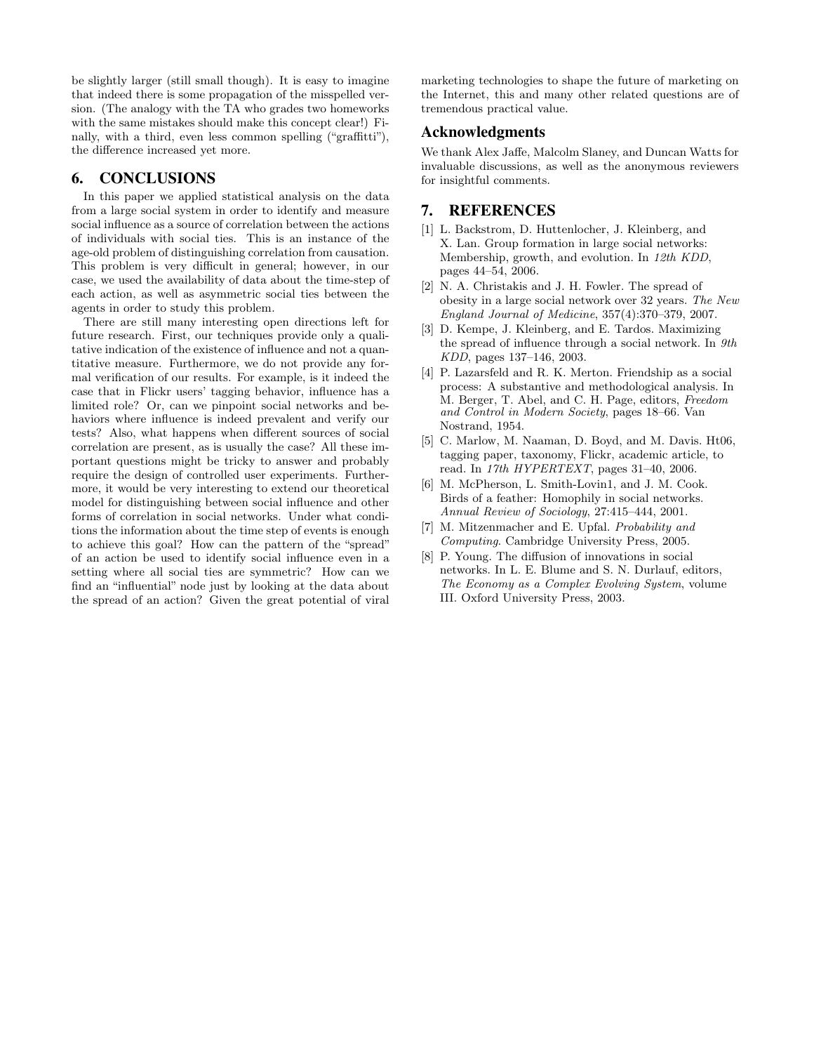be slightly larger (still small though). It is easy to imagine that indeed there is some propagation of the misspelled version. (The analogy with the TA who grades two homeworks with the same mistakes should make this concept clear!) Finally, with a third, even less common spelling ("graffitti"), the difference increased yet more.

## 6. CONCLUSIONS

In this paper we applied statistical analysis on the data from a large social system in order to identify and measure social influence as a source of correlation between the actions of individuals with social ties. This is an instance of the age-old problem of distinguishing correlation from causation. This problem is very difficult in general; however, in our case, we used the availability of data about the time-step of each action, as well as asymmetric social ties between the agents in order to study this problem.

There are still many interesting open directions left for future research. First, our techniques provide only a qualitative indication of the existence of influence and not a quantitative measure. Furthermore, we do not provide any formal verification of our results. For example, is it indeed the case that in Flickr users' tagging behavior, influence has a limited role? Or, can we pinpoint social networks and behaviors where influence is indeed prevalent and verify our tests? Also, what happens when different sources of social correlation are present, as is usually the case? All these important questions might be tricky to answer and probably require the design of controlled user experiments. Furthermore, it would be very interesting to extend our theoretical model for distinguishing between social influence and other forms of correlation in social networks. Under what conditions the information about the time step of events is enough to achieve this goal? How can the pattern of the "spread" of an action be used to identify social influence even in a setting where all social ties are symmetric? How can we find an "influential" node just by looking at the data about the spread of an action? Given the great potential of viral marketing technologies to shape the future of marketing on the Internet, this and many other related questions are of tremendous practical value.

## Acknowledgments

We thank Alex Jaffe, Malcolm Slaney, and Duncan Watts for invaluable discussions, as well as the anonymous reviewers for insightful comments.

## 7. REFERENCES

[1] L. Backstrom, D. Huttenlocher, J. Kleinberg, and X. Lan. Group formation in large social networks: Membership, growth, and evolution. In *12th KDD*, pages 44–54, 2006.

[2] N. A. Christakis and J. H. Fowler. The spread of obesity in a large social network over 32 years. *The New England Journal of Medicine*, 357(4):370–379, 2007.

[3] D. Kempe, J. Kleinberg, and E. Tardos. Maximizing the spread of influence through a social network. In *9th KDD*, pages 137–146, 2003.

[4] P. Lazarsfeld and R. K. Merton. Friendship as a social process: A substantive and methodological analysis. In M. Berger, T. Abel, and C. H. Page, editors, *Freedom and Control in Modern Society*, pages 18–66. Van Nostrand, 1954.

[5] C. Marlow, M. Naaman, D. Boyd, and M. Davis. Ht06, tagging paper, taxonomy, Flickr, academic article, to read. In *17th HYPERTEXT*, pages 31–40, 2006.

[6] M. McPherson, L. Smith-Lovin1, and J. M. Cook. Birds of a feather: Homophily in social networks. *Annual Review of Sociology*, 27:415–444, 2001.

[7] M. Mitzenmacher and E. Upfal. *Probability and Computing*. Cambridge University Press, 2005.

[8] P. Young. The diffusion of innovations in social networks. In L. E. Blume and S. N. Durlauf, editors, *The Economy as a Complex Evolving System*, volume III. Oxford University Press, 2003.